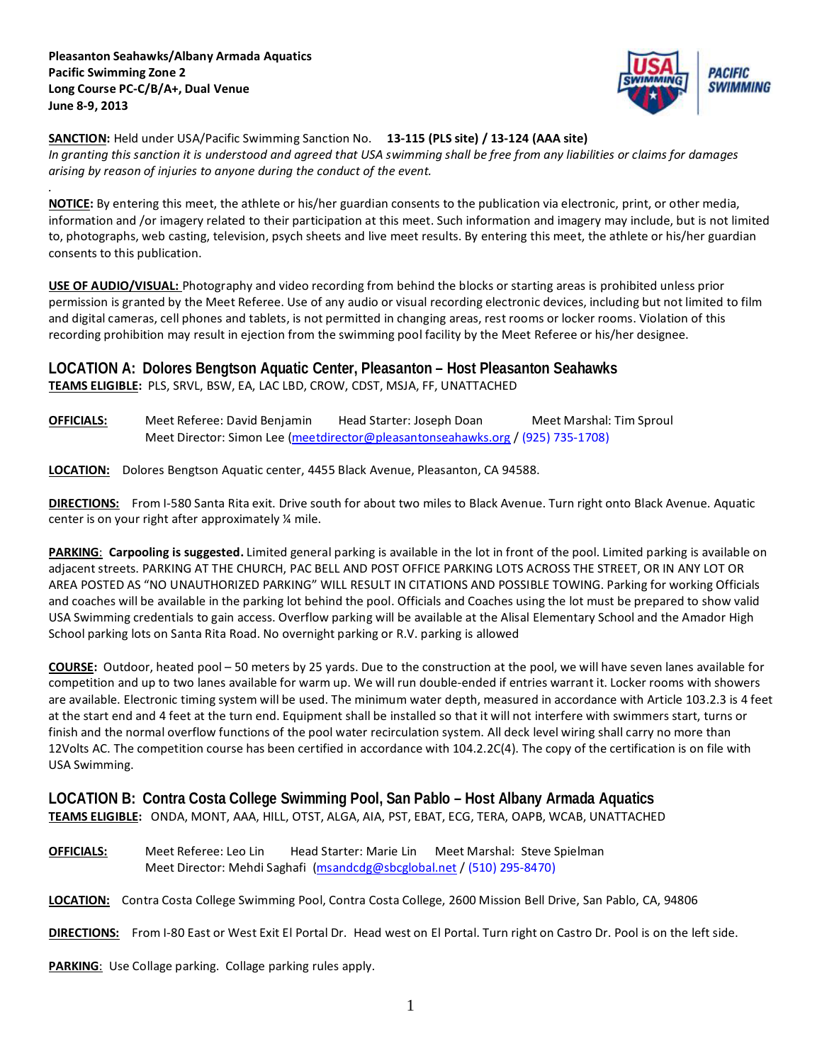**Pleasanton Seahawks/Albany Armada Aquatics**
**Pacific Swimming Zone 2**
**Long Course PC-C/B/A+, Dual Venue**
**June 8-9, 2013**

**SANCTION:** Held under USA/Pacific Swimming Sanction No. **13-115 (PLS site) / 13-124 (AAA site)**
*In granting this sanction it is understood and agreed that USA swimming shall be free from any liabilities or claims for damages arising by reason of injuries to anyone during the conduct of the event.*

.

**NOTICE:** By entering this meet, the athlete or his/her guardian consents to the publication via electronic, print, or other media, information and /or imagery related to their participation at this meet. Such information and imagery may include, but is not limited to, photographs, web casting, television, psych sheets and live meet results. By entering this meet, the athlete or his/her guardian consents to this publication.

**USE OF AUDIO/VISUAL:** Photography and video recording from behind the blocks or starting areas is prohibited unless prior permission is granted by the Meet Referee. Use of any audio or visual recording electronic devices, including but not limited to film and digital cameras, cell phones and tablets, is not permitted in changing areas, rest rooms or locker rooms. Violation of this recording prohibition may result in ejection from the swimming pool facility by the Meet Referee or his/her designee.

## LOCATION A: Dolores Bengtson Aquatic Center, Pleasanton – Host Pleasanton Seahawks

**TEAMS ELIGIBLE:** PLS, SRVL, BSW, EA, LAC LBD, CROW, CDST, MSJA, FF, UNATTACHED

**OFFICIALS:** Meet Referee: David Benjamin Head Starter: Joseph Doan Meet Marshal: Tim Sproul
Meet Director: Simon Lee (meetdirector@pleasantonseahawks.org / (925) 735-1708)

**LOCATION:** Dolores Bengtson Aquatic center, 4455 Black Avenue, Pleasanton, CA 94588.

**DIRECTIONS:** From I-580 Santa Rita exit. Drive south for about two miles to Black Avenue. Turn right onto Black Avenue. Aquatic center is on your right after approximately ¼ mile.

**PARKING:** **Carpooling is suggested.** Limited general parking is available in the lot in front of the pool. Limited parking is available on adjacent streets. PARKING AT THE CHURCH, PAC BELL AND POST OFFICE PARKING LOTS ACROSS THE STREET, OR IN ANY LOT OR AREA POSTED AS "NO UNAUTHORIZED PARKING" WILL RESULT IN CITATIONS AND POSSIBLE TOWING. Parking for working Officials and coaches will be available in the parking lot behind the pool. Officials and Coaches using the lot must be prepared to show valid USA Swimming credentials to gain access. Overflow parking will be available at the Alisal Elementary School and the Amador High School parking lots on Santa Rita Road. No overnight parking or R.V. parking is allowed

**COURSE:** Outdoor, heated pool – 50 meters by 25 yards. Due to the construction at the pool, we will have seven lanes available for competition and up to two lanes available for warm up. We will run double-ended if entries warrant it. Locker rooms with showers are available. Electronic timing system will be used. The minimum water depth, measured in accordance with Article 103.2.3 is 4 feet at the start end and 4 feet at the turn end. Equipment shall be installed so that it will not interfere with swimmers start, turns or finish and the normal overflow functions of the pool water recirculation system. All deck level wiring shall carry no more than 12Volts AC. The competition course has been certified in accordance with 104.2.2C(4). The copy of the certification is on file with USA Swimming.

## LOCATION B: Contra Costa College Swimming Pool, San Pablo – Host Albany Armada Aquatics

**TEAMS ELIGIBLE:** ONDA, MONT, AAA, HILL, OTST, ALGA, AIA, PST, EBAT, ECG, TERA, OAPB, WCAB, UNATTACHED

**OFFICIALS:** Meet Referee: Leo Lin Head Starter: Marie Lin Meet Marshal: Steve Spielman
Meet Director: Mehdi Saghafi (msandcdg@sbcglobal.net / (510) 295-8470)

**LOCATION:** Contra Costa College Swimming Pool, Contra Costa College, 2600 Mission Bell Drive, San Pablo, CA, 94806

**DIRECTIONS:** From I-80 East or West Exit El Portal Dr. Head west on El Portal. Turn right on Castro Dr. Pool is on the left side.

**PARKING:** Use Collage parking. Collage parking rules apply.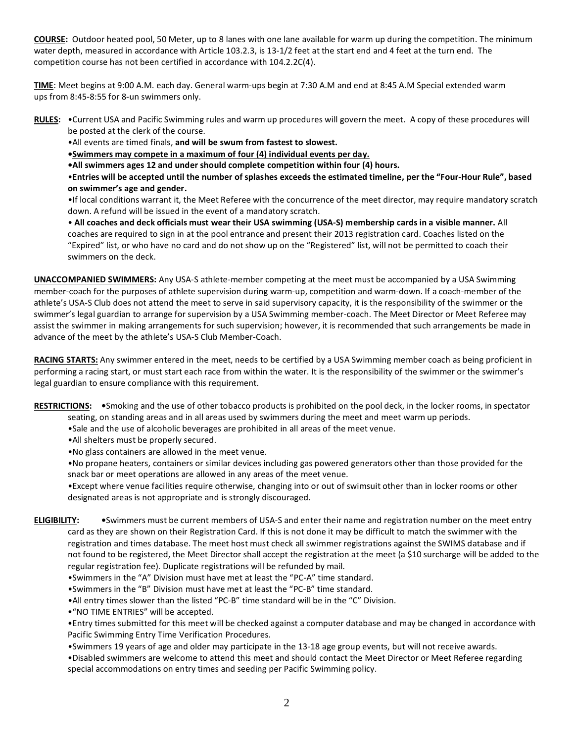**COURSE:** Outdoor heated pool, 50 Meter, up to 8 lanes with one lane available for warm up during the competition. The minimum water depth, measured in accordance with Article 103.2.3, is 13-1/2 feet at the start end and 4 feet at the turn end. The competition course has not been certified in accordance with 104.2.2C(4).

**TIME**: Meet begins at 9:00 A.M. each day. General warm-ups begin at 7:30 A.M and end at 8:45 A.M Special extended warm ups from 8:45-8:55 for 8-un swimmers only.

**RULES:**

- Current USA and Pacific Swimming rules and warm up procedures will govern the meet. A copy of these procedures will be posted at the clerk of the course.
- All events are timed finals, **and will be swum from fastest to slowest.**
- **Swimmers may compete in a maximum of four (4) individual events per day.**
- **All swimmers ages 12 and under should complete competition within four (4) hours.**
- **Entries will be accepted until the number of splashes exceeds the estimated timeline, per the "Four-Hour Rule", based on swimmer's age and gender.**
- If local conditions warrant it, the Meet Referee with the concurrence of the meet director, may require mandatory scratch down. A refund will be issued in the event of a mandatory scratch.
- **All coaches and deck officials must wear their USA swimming (USA-S) membership cards in a visible manner.** All coaches are required to sign in at the pool entrance and present their 2013 registration card. Coaches listed on the "Expired" list, or who have no card and do not show up on the "Registered" list, will not be permitted to coach their swimmers on the deck.

**UNACCOMPANIED SWIMMERS:** Any USA-S athlete-member competing at the meet must be accompanied by a USA Swimming member-coach for the purposes of athlete supervision during warm-up, competition and warm-down. If a coach-member of the athlete's USA-S Club does not attend the meet to serve in said supervisory capacity, it is the responsibility of the swimmer or the swimmer's legal guardian to arrange for supervision by a USA Swimming member-coach. The Meet Director or Meet Referee may assist the swimmer in making arrangements for such supervision; however, it is recommended that such arrangements be made in advance of the meet by the athlete's USA-S Club Member-Coach.

**RACING STARTS:** Any swimmer entered in the meet, needs to be certified by a USA Swimming member coach as being proficient in performing a racing start, or must start each race from within the water. It is the responsibility of the swimmer or the swimmer's legal guardian to ensure compliance with this requirement.

**RESTRICTIONS:**

- Smoking and the use of other tobacco products is prohibited on the pool deck, in the locker rooms, in spectator seating, on standing areas and in all areas used by swimmers during the meet and meet warm up periods.
- Sale and the use of alcoholic beverages are prohibited in all areas of the meet venue.
- All shelters must be properly secured.
- No glass containers are allowed in the meet venue.
- No propane heaters, containers or similar devices including gas powered generators other than those provided for the snack bar or meet operations are allowed in any areas of the meet venue.
- Except where venue facilities require otherwise, changing into or out of swimsuit other than in locker rooms or other designated areas is not appropriate and is strongly discouraged.

**ELIGIBILITY:**

- Swimmers must be current members of USA-S and enter their name and registration number on the meet entry card as they are shown on their Registration Card. If this is not done it may be difficult to match the swimmer with the registration and times database. The meet host must check all swimmer registrations against the SWIMS database and if not found to be registered, the Meet Director shall accept the registration at the meet (a $10 surcharge will be added to the regular registration fee). Duplicate registrations will be refunded by mail.
- Swimmers in the "A" Division must have met at least the "PC-A" time standard.
- Swimmers in the "B" Division must have met at least the "PC-B" time standard.
- All entry times slower than the listed "PC-B" time standard will be in the "C" Division.
- "NO TIME ENTRIES" will be accepted.
- Entry times submitted for this meet will be checked against a computer database and may be changed in accordance with Pacific Swimming Entry Time Verification Procedures.
- Swimmers 19 years of age and older may participate in the 13-18 age group events, but will not receive awards.
- Disabled swimmers are welcome to attend this meet and should contact the Meet Director or Meet Referee regarding special accommodations on entry times and seeding per Pacific Swimming policy.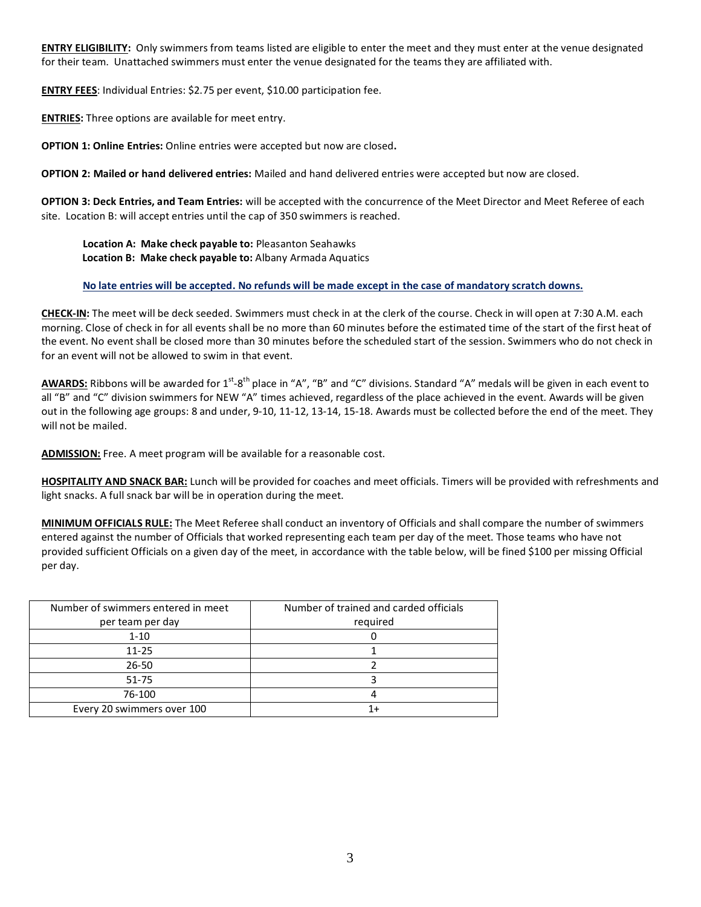**ENTRY ELIGIBILITY:** Only swimmers from teams listed are eligible to enter the meet and they must enter at the venue designated for their team. Unattached swimmers must enter the venue designated for the teams they are affiliated with.

**ENTRY FEES**: Individual Entries: $2.75 per event, $10.00 participation fee.

**ENTRIES:** Three options are available for meet entry.

**OPTION 1: Online Entries:** Online entries were accepted but now are closed**.**

**OPTION 2: Mailed or hand delivered entries:** Mailed and hand delivered entries were accepted but now are closed.

**OPTION 3: Deck Entries, and Team Entries:** will be accepted with the concurrence of the Meet Director and Meet Referee of each site. Location B: will accept entries until the cap of 350 swimmers is reached.

> **Location A: Make check payable to:** Pleasanton Seahawks
> **Location B: Make check payable to:** Albany Armada Aquatics

**No late entries will be accepted. No refunds will be made except in the case of mandatory scratch downs.**

**CHECK-IN:** The meet will be deck seeded. Swimmers must check in at the clerk of the course. Check in will open at 7:30 A.M. each morning. Close of check in for all events shall be no more than 60 minutes before the estimated time of the start of the first heat of the event. No event shall be closed more than 30 minutes before the scheduled start of the session. Swimmers who do not check in for an event will not be allowed to swim in that event.

**AWARDS:** Ribbons will be awarded for 1st-8th place in "A", "B" and "C" divisions. Standard "A" medals will be given in each event to all "B" and "C" division swimmers for NEW "A" times achieved, regardless of the place achieved in the event. Awards will be given out in the following age groups: 8 and under, 9-10, 11-12, 13-14, 15-18. Awards must be collected before the end of the meet. They will not be mailed.

**ADMISSION:** Free. A meet program will be available for a reasonable cost.

**HOSPITALITY AND SNACK BAR:** Lunch will be provided for coaches and meet officials. Timers will be provided with refreshments and light snacks. A full snack bar will be in operation during the meet.

**MINIMUM OFFICIALS RULE:** The Meet Referee shall conduct an inventory of Officials and shall compare the number of swimmers entered against the number of Officials that worked representing each team per day of the meet. Those teams who have not provided sufficient Officials on a given day of the meet, in accordance with the table below, will be fined $100 per missing Official per day.

| Number of swimmers entered in meet per team per day | Number of trained and carded officials required |
|---|---|
| 1-10 | 0 |
| 11-25 | 1 |
| 26-50 | 2 |
| 51-75 | 3 |
| 76-100 | 4 |
| Every 20 swimmers over 100 | 1+ |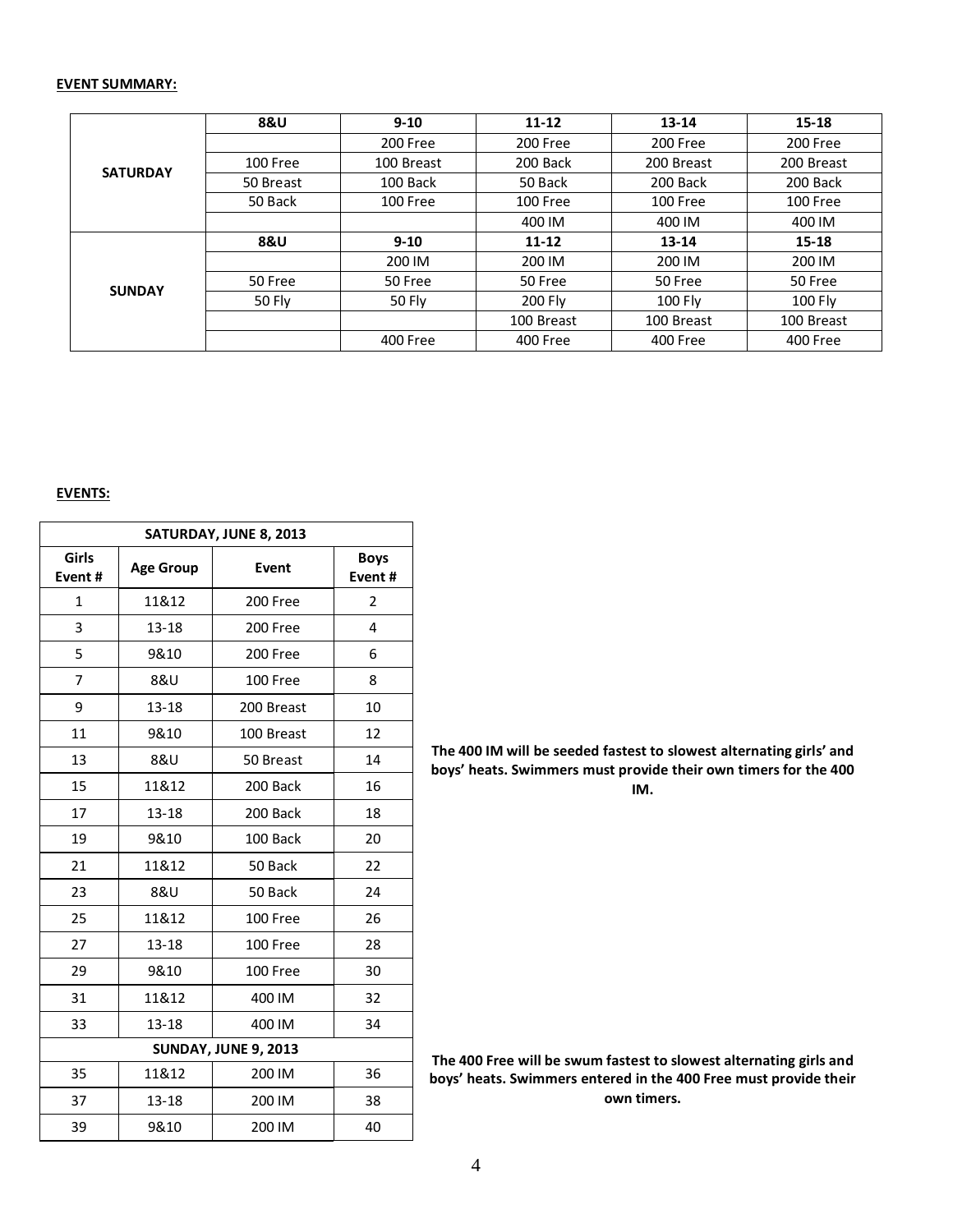**EVENT SUMMARY:**

| | 8&U | 9-10 | 11-12 | 13-14 | 15-18 |
|---|---|---|---|---|---|
| **SATURDAY** | | 200 Free | 200 Free | 200 Free | 200 Free |
| | 100 Free | 100 Breast | 200 Back | 200 Breast | 200 Breast |
| | 50 Breast | 100 Back | 50 Back | 200 Back | 200 Back |
| | 50 Back | 100 Free | 100 Free | 100 Free | 100 Free |
| | | | 400 IM | 400 IM | 400 IM |
| | **8&U** | **9-10** | **11-12** | **13-14** | **15-18** |
| **SUNDAY** | | 200 IM | 200 IM | 200 IM | 200 IM |
| | 50 Free | 50 Free | 50 Free | 50 Free | 50 Free |
| | 50 Fly | 50 Fly | 200 Fly | 100 Fly | 100 Fly |
| | | | 100 Breast | 100 Breast | 100 Breast |
| | | 400 Free | 400 Free | 400 Free | 400 Free |

**EVENTS:**

| Girls Event # | Age Group | Event | Boys Event # |
|---|---|---|---|
| **SATURDAY, JUNE 8, 2013** | | | |
| 1 | 11&12 | 200 Free | 2 |
| 3 | 13-18 | 200 Free | 4 |
| 5 | 9&10 | 200 Free | 6 |
| 7 | 8&U | 100 Free | 8 |
| 9 | 13-18 | 200 Breast | 10 |
| 11 | 9&10 | 100 Breast | 12 |
| 13 | 8&U | 50 Breast | 14 |
| 15 | 11&12 | 200 Back | 16 |
| 17 | 13-18 | 200 Back | 18 |
| 19 | 9&10 | 100 Back | 20 |
| 21 | 11&12 | 50 Back | 22 |
| 23 | 8&U | 50 Back | 24 |
| 25 | 11&12 | 100 Free | 26 |
| 27 | 13-18 | 100 Free | 28 |
| 29 | 9&10 | 100 Free | 30 |
| 31 | 11&12 | 400 IM | 32 |
| 33 | 13-18 | 400 IM | 34 |
| **SUNDAY, JUNE 9, 2013** | | | |
| 35 | 11&12 | 200 IM | 36 |
| 37 | 13-18 | 200 IM | 38 |
| 39 | 9&10 | 200 IM | 40 |

**The 400 IM will be seeded fastest to slowest alternating girls' and boys' heats. Swimmers must provide their own timers for the 400 IM.**

**The 400 Free will be swum fastest to slowest alternating girls and boys' heats. Swimmers entered in the 400 Free must provide their own timers.**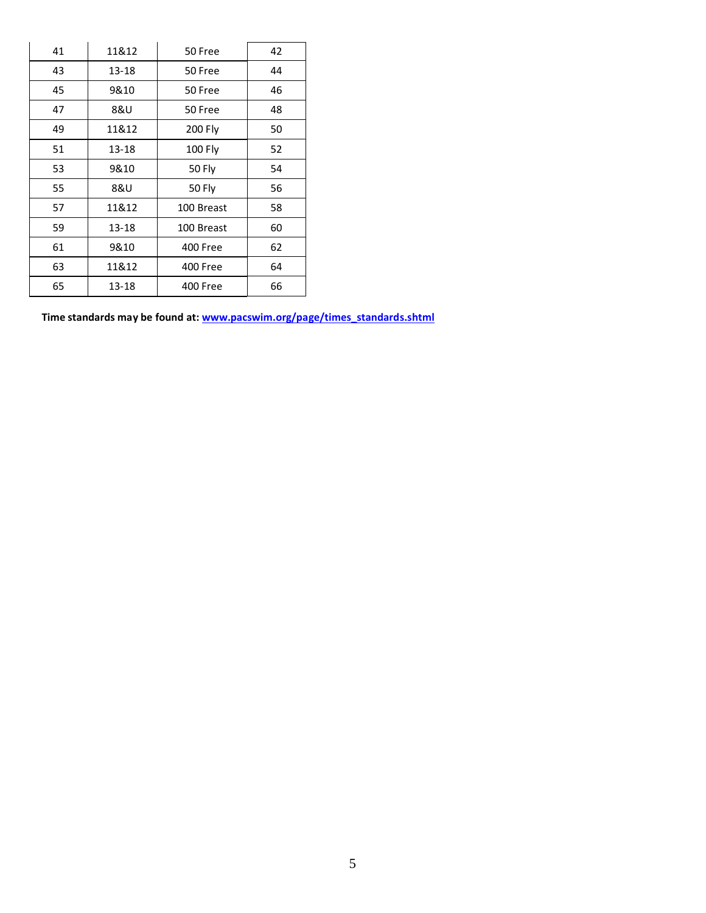| 41 | 11&12 | 50 Free | 42 |
|---|---|---|---|
| 43 | 13-18 | 50 Free | 44 |
| 45 | 9&10 | 50 Free | 46 |
| 47 | 8&U | 50 Free | 48 |
| 49 | 11&12 | 200 Fly | 50 |
| 51 | 13-18 | 100 Fly | 52 |
| 53 | 9&10 | 50 Fly | 54 |
| 55 | 8&U | 50 Fly | 56 |
| 57 | 11&12 | 100 Breast | 58 |
| 59 | 13-18 | 100 Breast | 60 |
| 61 | 9&10 | 400 Free | 62 |
| 63 | 11&12 | 400 Free | 64 |
| 65 | 13-18 | 400 Free | 66 |

**Time standards may be found at: www.pacswim.org/page/times_standards.shtml**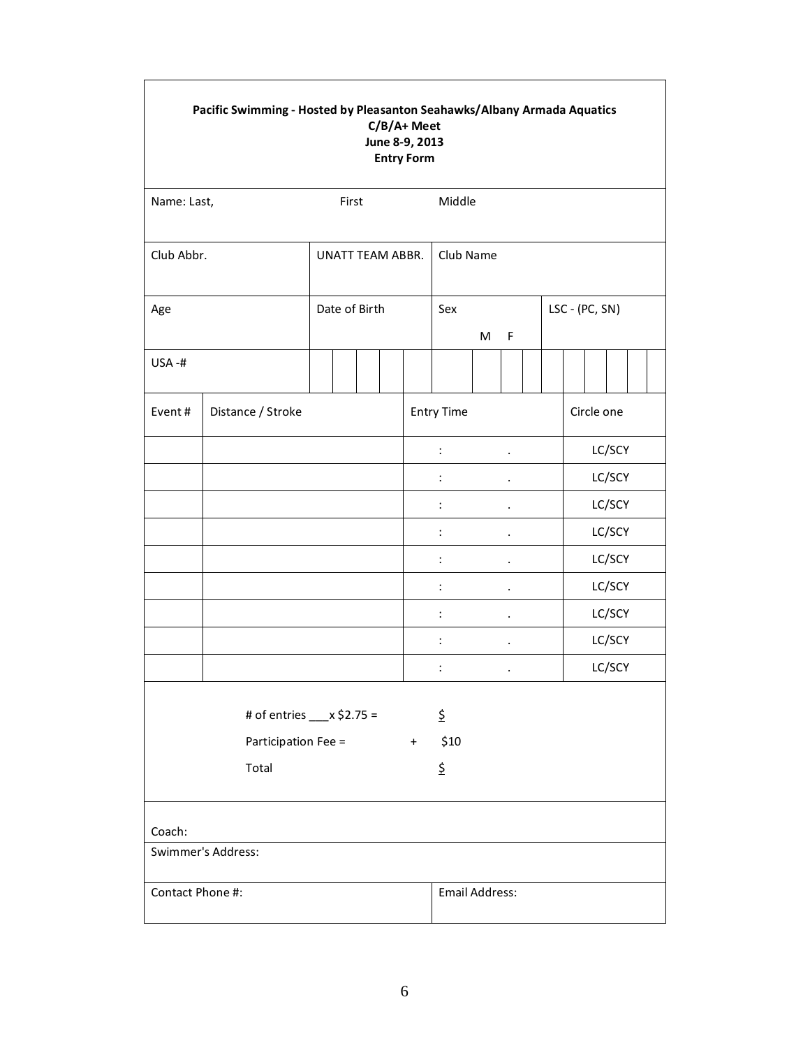**Pacific Swimming - Hosted by Pleasanton Seahawks/Albany Armada Aquatics**
**C/B/A+ Meet**
**June 8-9, 2013**
**Entry Form**

| | | | |
|---|---|---|---|
| Name: Last, | First | Middle | |
| Club Abbr. | UNATT TEAM ABBR. | Club Name | |
| Age | Date of Birth | Sex M F | LSC - (PC, SN) |
| USA -# | | | |

| Event # | Distance / Stroke | Entry Time | Circle one |
|---|---|---|---|
| | | : . | LC/SCY |
| | | : . | LC/SCY |
| | | : . | LC/SCY |
| | | : . | LC/SCY |
| | | : . | LC/SCY |
| | | : . | LC/SCY |
| | | : . | LC/SCY |
| | | : . | LC/SCY |
| | | : . | LC/SCY |

# of entries ___x $2.75 = $

Participation Fee = + $10

Total $

Coach:

Swimmer's Address:

| | |
|---|---|
| Contact Phone #: | Email Address: |